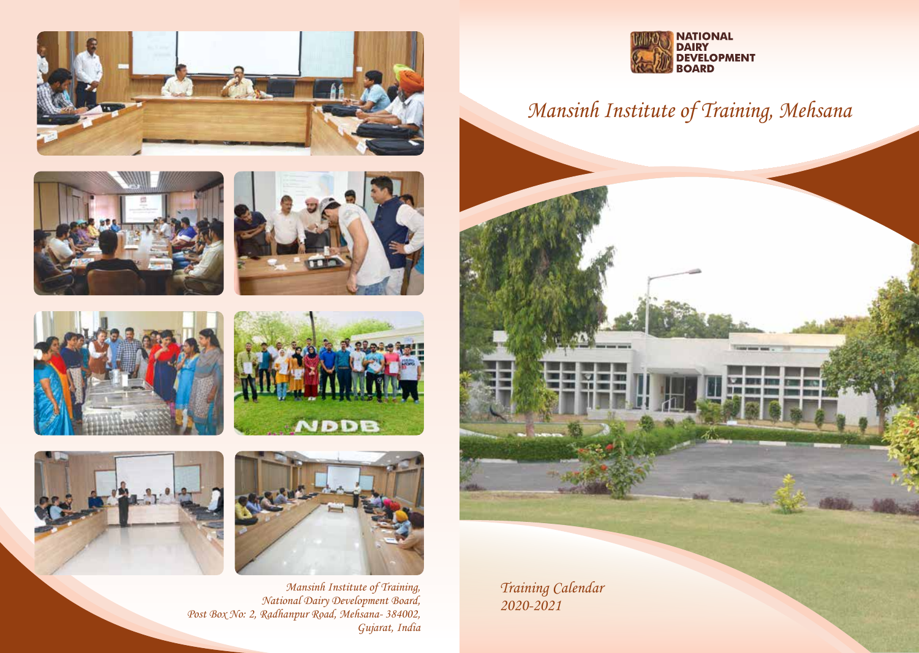NATIONAL DAIRY DEVELOPMENT BOARD

# *Mansinh Institute of Training, Mehsana*

*Training Calendar*
*2020-2021*

*Mansinh Institute of Training,*
*National Dairy Development Board,*
*Post Box No: 2, Radhanpur Road, Mehsana- 384002,*
*Gujarat, India*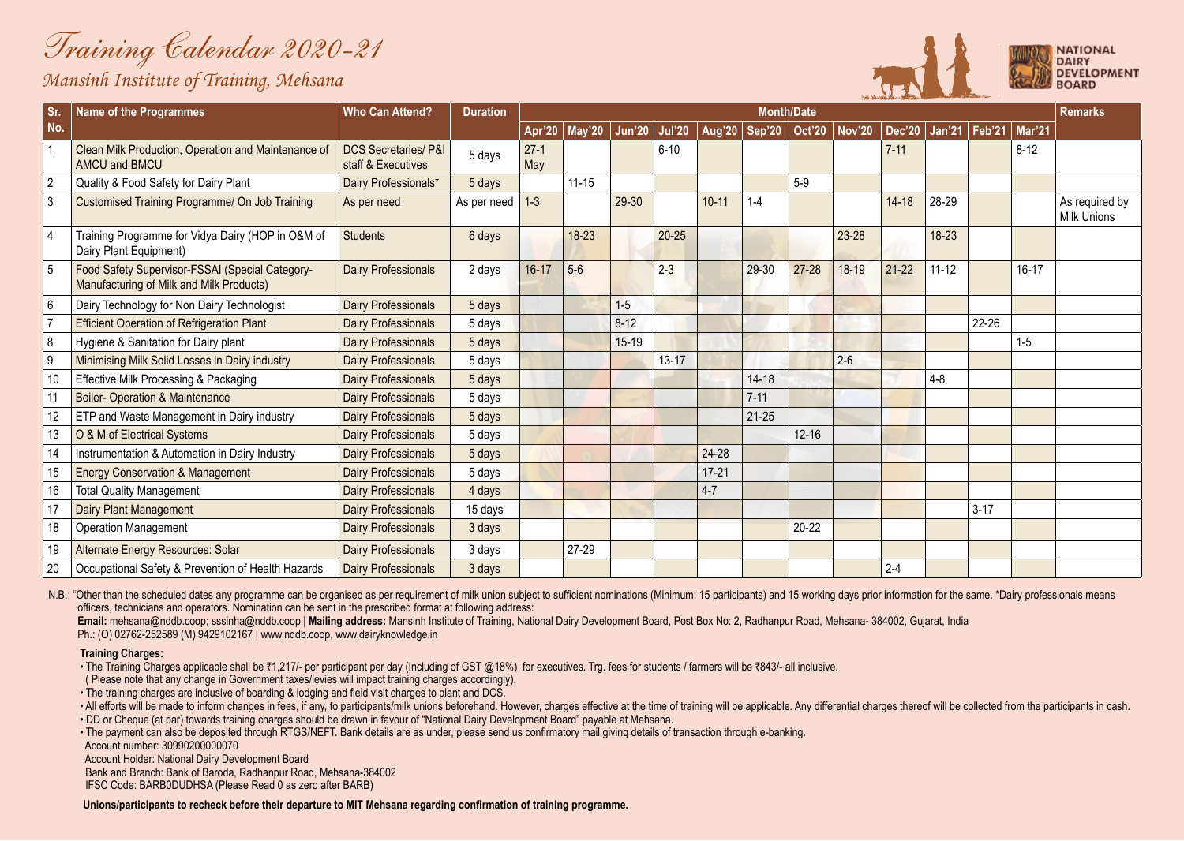# Training Calendar 2020-21

## Mansinh Institute of Training, Mehsana

NATIONAL DAIRY DEVELOPMENT BOARD

| Sr. No. | Name of the Programmes | Who Can Attend? | Duration | Month/Date | | | | | | | | | | | | Remarks |
|---|---|---|---|---|---|---|---|---|---|---|---|---|---|---|---|---|
| | | | | Apr'20 | May'20 | Jun'20 | Jul'20 | Aug'20 | Sep'20 | Oct'20 | Nov'20 | Dec'20 | Jan'21 | Feb'21 | Mar'21 | |
| 1 | Clean Milk Production, Operation and Maintenance of AMCU and BMCU | DCS Secretaries/ P&I staff & Executives | 5 days | 27-1 May | | | 6-10 | | | | | 7-11 | | | 8-12 | |
| 2 | Quality & Food Safety for Dairy Plant | Dairy Professionals* | 5 days | | 11-15 | | | | | 5-9 | | | | | | |
| 3 | Customised Training Programme/ On Job Training | As per need | As per need | 1-3 | | 29-30 | | 10-11 | 1-4 | | | 14-18 | 28-29 | | | As required by Milk Unions |
| 4 | Training Programme for Vidya Dairy (HOP in O&M of Dairy Plant Equipment) | Students | 6 days | | 18-23 | | 20-25 | | | | 23-28 | | 18-23 | | | |
| 5 | Food Safety Supervisor-FSSAI (Special Category-Manufacturing of Milk and Milk Products) | Dairy Professionals | 2 days | 16-17 | 5-6 | | 2-3 | | 29-30 | 27-28 | 18-19 | 21-22 | 11-12 | | 16-17 | |
| 6 | Dairy Technology for Non Dairy Technologist | Dairy Professionals | 5 days | | | 1-5 | | | | | | | | | | |
| 7 | Efficient Operation of Refrigeration Plant | Dairy Professionals | 5 days | | | 8-12 | | | | | | | | 22-26 | | |
| 8 | Hygiene & Sanitation for Dairy plant | Dairy Professionals | 5 days | | | 15-19 | | | | | | | | | 1-5 | |
| 9 | Minimising Milk Solid Losses in Dairy industry | Dairy Professionals | 5 days | | | | 13-17 | | | | 2-6 | | | | | |
| 10 | Effective Milk Processing & Packaging | Dairy Professionals | 5 days | | | | | | 14-18 | | | | 4-8 | | | |
| 11 | Boiler- Operation & Maintenance | Dairy Professionals | 5 days | | | | | | 7-11 | | | | | | | |
| 12 | ETP and Waste Management in Dairy industry | Dairy Professionals | 5 days | | | | | | 21-25 | | | | | | | |
| 13 | O & M of Electrical Systems | Dairy Professionals | 5 days | | | | | | | 12-16 | | | | | | |
| 14 | Instrumentation & Automation in Dairy Industry | Dairy Professionals | 5 days | | | | | 24-28 | | | | | | | | |
| 15 | Energy Conservation & Management | Dairy Professionals | 5 days | | | | | 17-21 | | | | | | | | |
| 16 | Total Quality Management | Dairy Professionals | 4 days | | | | | 4-7 | | | | | | | | |
| 17 | Dairy Plant Management | Dairy Professionals | 15 days | | | | | | | | | | | 3-17 | | |
| 18 | Operation Management | Dairy Professionals | 3 days | | | | | | | 20-22 | | | | | | |
| 19 | Alternate Energy Resources: Solar | Dairy Professionals | 3 days | | 27-29 | | | | | | | | | | | |
| 20 | Occupational Safety & Prevention of Health Hazards | Dairy Professionals | 3 days | | | | | | | | | 2-4 | | | | |

N.B.: "Other than the scheduled dates any programme can be organised as per requirement of milk union subject to sufficient nominations (Minimum: 15 participants) and 15 working days prior information for the same. *Dairy professionals means officers, technicians and operators. Nomination can be sent in the prescribed format at following address:

**Email:** mehsana@nddb.coop; sssinha@nddb.coop | **Mailing address:** Mansinh Institute of Training, National Dairy Development Board, Post Box No: 2, Radhanpur Road, Mehsana- 384002, Gujarat, India
Ph.: (O) 02762-252589 (M) 9429102167 | www.nddb.coop, www.dairyknowledge.in

**Training Charges:**

- The Training Charges applicable shall be ₹1,217/- per participant per day (Including of GST @18%) for executives. Trg. fees for students / farmers will be ₹843/- all inclusive.
  ( Please note that any change in Government taxes/levies will impact training charges accordingly).
- The training charges are inclusive of boarding & lodging and field visit charges to plant and DCS.
- All efforts will be made to inform changes in fees, if any, to participants/milk unions beforehand. However, charges effective at the time of training will be applicable. Any differential charges thereof will be collected from the participants in cash.
- DD or Cheque (at par) towards training charges should be drawn in favour of "National Dairy Development Board" payable at Mehsana.
- The payment can also be deposited through RTGS/NEFT. Bank details are as under, please send us confirmatory mail giving details of transaction through e-banking.
  Account number: 30990200000070
  Account Holder: National Dairy Development Board
  Bank and Branch: Bank of Baroda, Radhanpur Road, Mehsana-384002
  IFSC Code: BARB0DUDHSA (Please Read 0 as zero after BARB)

**Unions/participants to recheck before their departure to MIT Mehsana regarding confirmation of training programme.**